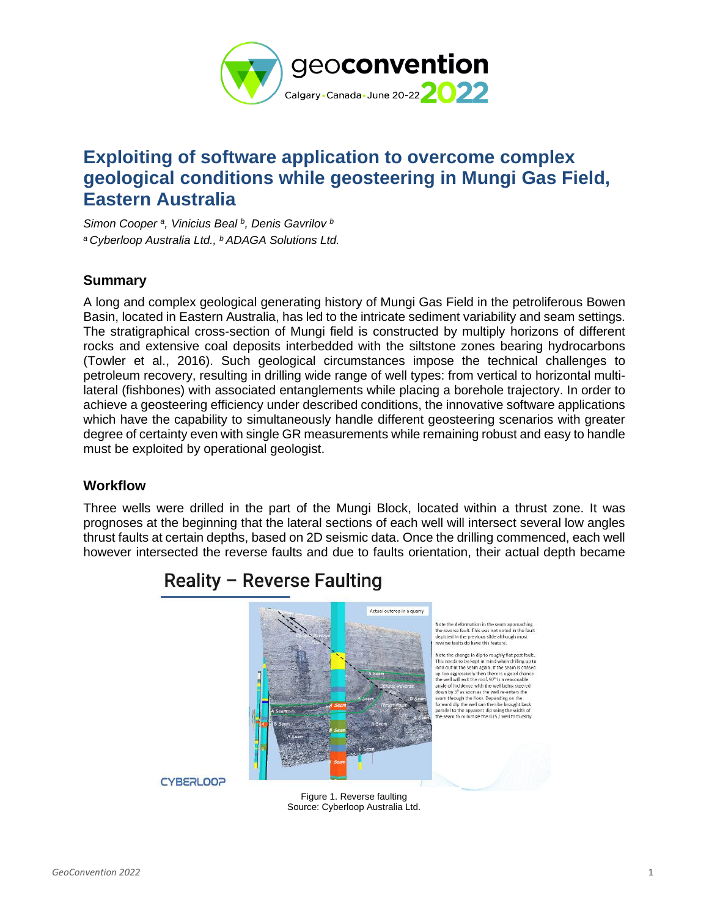# Exploiting of software application to overcome complex geological conditions while geosteering in Mungi Gas Field, Eastern Australia

*Simon Cooper [a], Vinicius Beal [b], Denis Gavrilov [b]*
*[a] Cyberloop Australia Ltd., [b] ADAGA Solutions Ltd.*

## Summary

A long and complex geological generating history of Mungi Gas Field in the petroliferous Bowen Basin, located in Eastern Australia, has led to the intricate sediment variability and seam settings. The stratigraphical cross-section of Mungi field is constructed by multiply horizons of different rocks and extensive coal deposits interbedded with the siltstone zones bearing hydrocarbons (Towler et al., 2016). Such geological circumstances impose the technical challenges to petroleum recovery, resulting in drilling wide range of well types: from vertical to horizontal multi-lateral (fishbones) with associated entanglements while placing a borehole trajectory. In order to achieve a geosteering efficiency under described conditions, the innovative software applications which have the capability to simultaneously handle different geosteering scenarios with greater degree of certainty even with single GR measurements while remaining robust and easy to handle must be exploited by operational geologist.

## Workflow

Three wells were drilled in the part of the Mungi Block, located within a thrust zone. It was prognoses at the beginning that the lateral sections of each well will intersect several low angles thrust faults at certain depths, based on 2D seismic data. Once the drilling commenced, each well however intersected the reverse faults and due to faults orientation, their actual depth became

Figure 1. Reverse faulting
Source: Cyberloop Australia Ltd.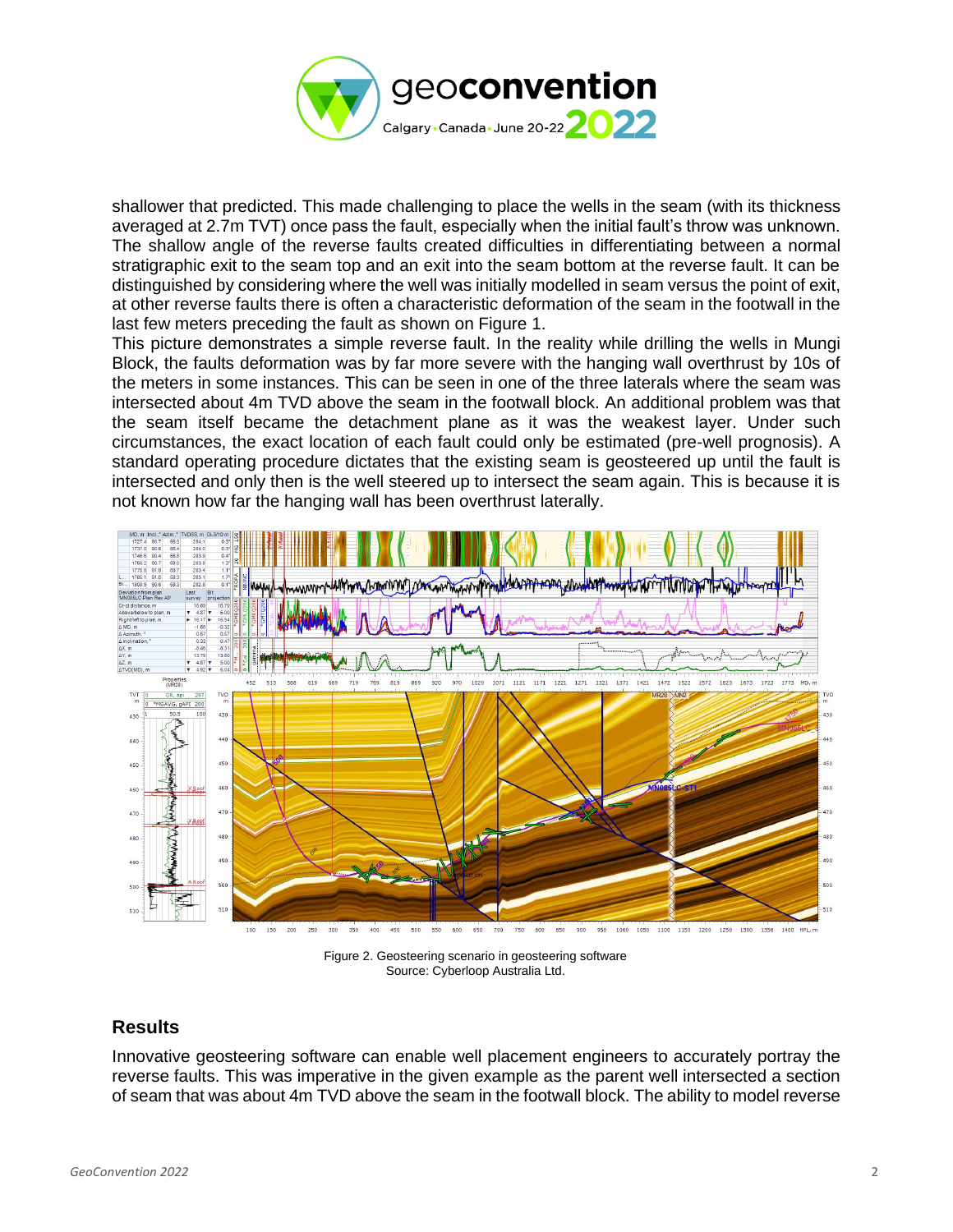shallower that predicted. This made challenging to place the wells in the seam (with its thickness averaged at 2.7m TVT) once pass the fault, especially when the initial fault's throw was unknown. The shallow angle of the reverse faults created difficulties in differentiating between a normal stratigraphic exit to the seam top and an exit into the seam bottom at the reverse fault. It can be distinguished by considering where the well was initially modelled in seam versus the point of exit, at other reverse faults there is often a characteristic deformation of the seam in the footwall in the last few meters preceding the fault as shown on Figure 1.

This picture demonstrates a simple reverse fault. In the reality while drilling the wells in Mungi Block, the faults deformation was by far more severe with the hanging wall overthrust by 10s of the meters in some instances. This can be seen in one of the three laterals where the seam was intersected about 4m TVD above the seam in the footwall block. An additional problem was that the seam itself became the detachment plane as it was the weakest layer. Under such circumstances, the exact location of each fault could only be estimated (pre-well prognosis). A standard operating procedure dictates that the existing seam is geosteered up until the fault is intersected and only then is the well steered up to intersect the seam again. This is because it is not known how far the hanging wall has been overthrust laterally.

Figure 2. Geosteering scenario in geosteering software
Source: Cyberloop Australia Ltd.

## Results

Innovative geosteering software can enable well placement engineers to accurately portray the reverse faults. This was imperative in the given example as the parent well intersected a section of seam that was about 4m TVD above the seam in the footwall block. The ability to model reverse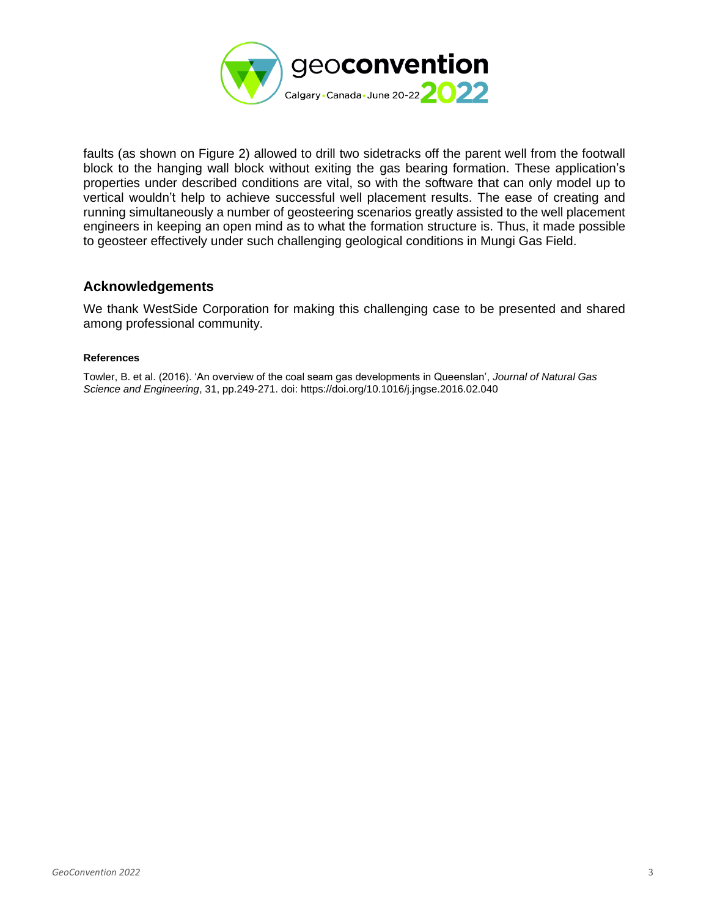faults (as shown on Figure 2) allowed to drill two sidetracks off the parent well from the footwall block to the hanging wall block without exiting the gas bearing formation. These application's properties under described conditions are vital, so with the software that can only model up to vertical wouldn't help to achieve successful well placement results. The ease of creating and running simultaneously a number of geosteering scenarios greatly assisted to the well placement engineers in keeping an open mind as to what the formation structure is. Thus, it made possible to geosteer effectively under such challenging geological conditions in Mungi Gas Field.

## Acknowledgements

We thank WestSide Corporation for making this challenging case to be presented and shared among professional community.

#### References

Towler, B. et al. (2016). 'An overview of the coal seam gas developments in Queenslan', *Journal of Natural Gas Science and Engineering*, 31, pp.249-271. doi: https://doi.org/10.1016/j.jngse.2016.02.040